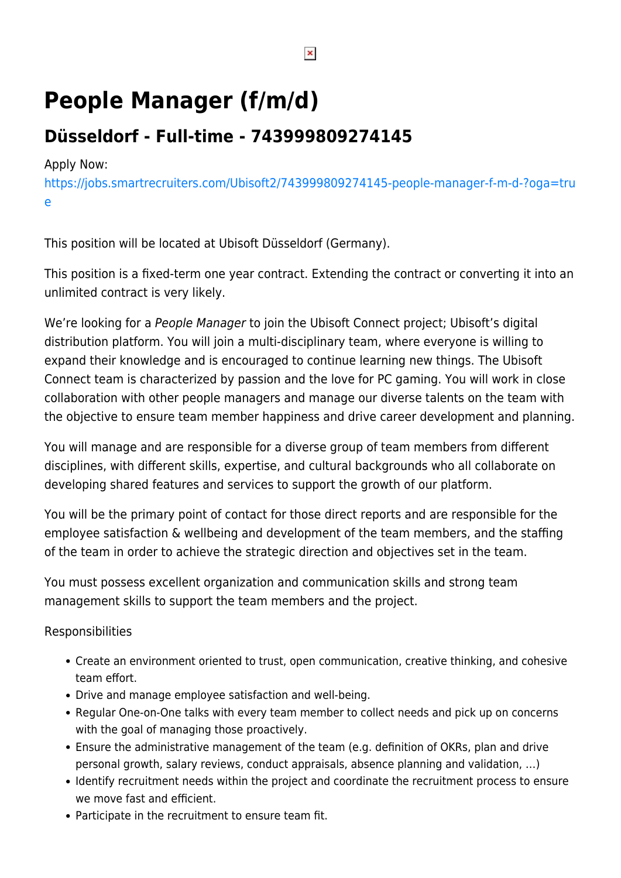# People Manager (f/m/d)

## Düsseldorf - Full-time - 743999809274145

Apply Now:
https://jobs.smartrecruiters.com/Ubisoft2/743999809274145-people-manager-f-m-d-?oga=true

This position will be located at Ubisoft Düsseldorf (Germany).

This position is a fixed-term one year contract. Extending the contract or converting it into an unlimited contract is very likely.

We're looking for a *People Manager* to join the Ubisoft Connect project; Ubisoft's digital distribution platform. You will join a multi-disciplinary team, where everyone is willing to expand their knowledge and is encouraged to continue learning new things. The Ubisoft Connect team is characterized by passion and the love for PC gaming. You will work in close collaboration with other people managers and manage our diverse talents on the team with the objective to ensure team member happiness and drive career development and planning.

You will manage and are responsible for a diverse group of team members from different disciplines, with different skills, expertise, and cultural backgrounds who all collaborate on developing shared features and services to support the growth of our platform.

You will be the primary point of contact for those direct reports and are responsible for the employee satisfaction & wellbeing and development of the team members, and the staffing of the team in order to achieve the strategic direction and objectives set in the team.

You must possess excellent organization and communication skills and strong team management skills to support the team members and the project.

Responsibilities

- Create an environment oriented to trust, open communication, creative thinking, and cohesive team effort.
- Drive and manage employee satisfaction and well-being.
- Regular One-on-One talks with every team member to collect needs and pick up on concerns with the goal of managing those proactively.
- Ensure the administrative management of the team (e.g. definition of OKRs, plan and drive personal growth, salary reviews, conduct appraisals, absence planning and validation, ...)
- Identify recruitment needs within the project and coordinate the recruitment process to ensure we move fast and efficient.
- Participate in the recruitment to ensure team fit.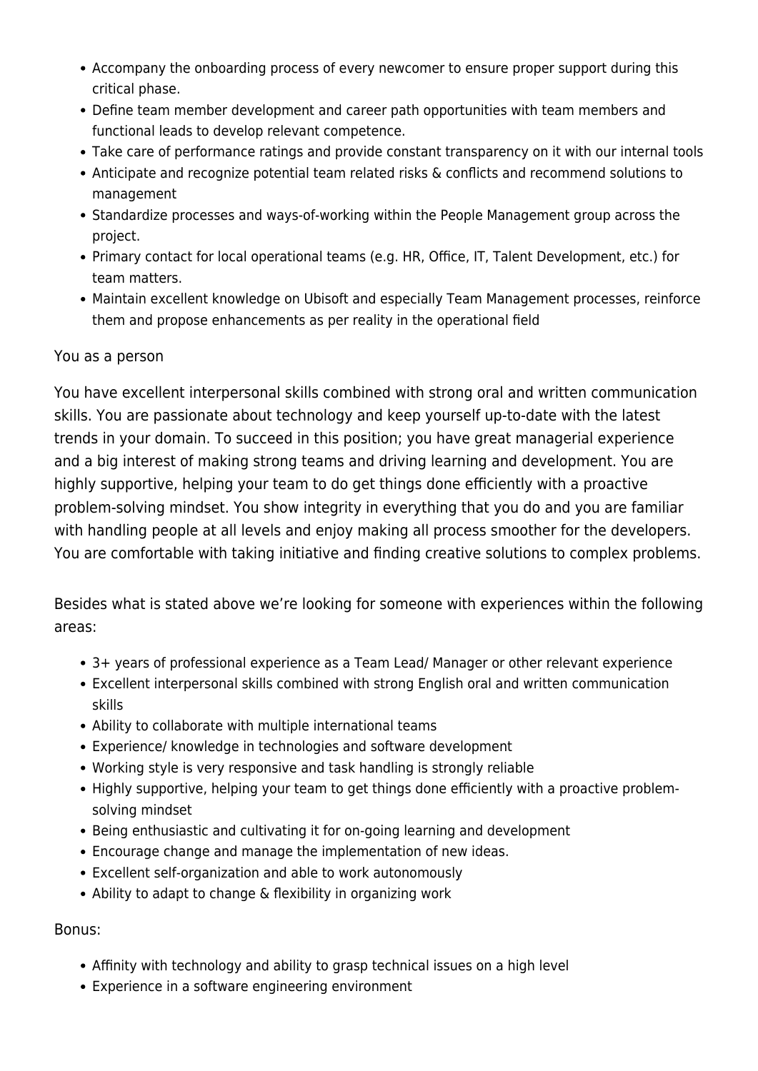- Accompany the onboarding process of every newcomer to ensure proper support during this critical phase.
- Define team member development and career path opportunities with team members and functional leads to develop relevant competence.
- Take care of performance ratings and provide constant transparency on it with our internal tools
- Anticipate and recognize potential team related risks & conflicts and recommend solutions to management
- Standardize processes and ways-of-working within the People Management group across the project.
- Primary contact for local operational teams (e.g. HR, Office, IT, Talent Development, etc.) for team matters.
- Maintain excellent knowledge on Ubisoft and especially Team Management processes, reinforce them and propose enhancements as per reality in the operational field

You as a person

You have excellent interpersonal skills combined with strong oral and written communication skills. You are passionate about technology and keep yourself up-to-date with the latest trends in your domain. To succeed in this position; you have great managerial experience and a big interest of making strong teams and driving learning and development. You are highly supportive, helping your team to do get things done efficiently with a proactive problem-solving mindset. You show integrity in everything that you do and you are familiar with handling people at all levels and enjoy making all process smoother for the developers. You are comfortable with taking initiative and finding creative solutions to complex problems.

Besides what is stated above we're looking for someone with experiences within the following areas:

- 3+ years of professional experience as a Team Lead/ Manager or other relevant experience
- Excellent interpersonal skills combined with strong English oral and written communication skills
- Ability to collaborate with multiple international teams
- Experience/ knowledge in technologies and software development
- Working style is very responsive and task handling is strongly reliable
- Highly supportive, helping your team to get things done efficiently with a proactive problem-solving mindset
- Being enthusiastic and cultivating it for on-going learning and development
- Encourage change and manage the implementation of new ideas.
- Excellent self-organization and able to work autonomously
- Ability to adapt to change & flexibility in organizing work

Bonus:

- Affinity with technology and ability to grasp technical issues on a high level
- Experience in a software engineering environment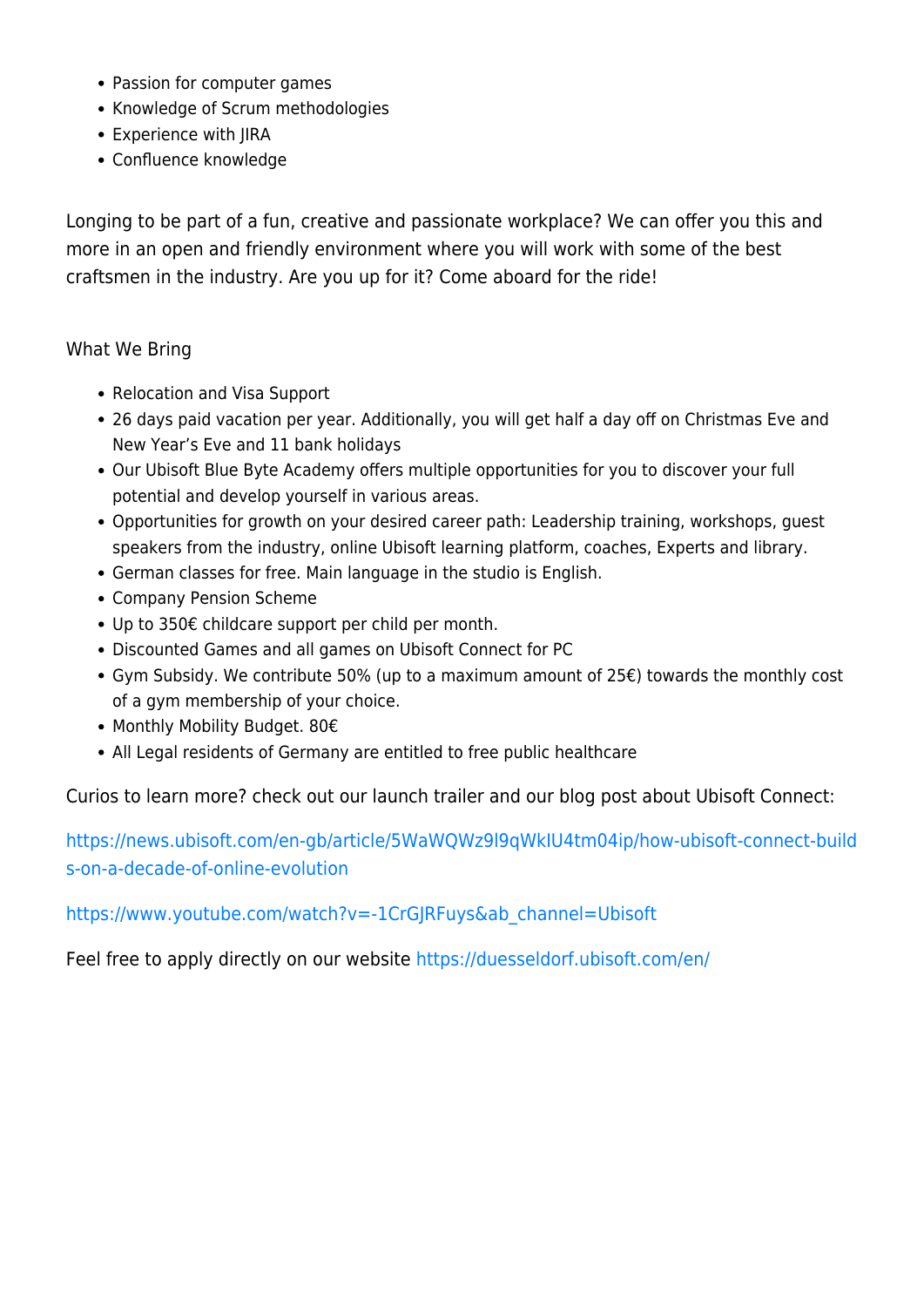- Passion for computer games
- Knowledge of Scrum methodologies
- Experience with JIRA
- Confluence knowledge

Longing to be part of a fun, creative and passionate workplace? We can offer you this and more in an open and friendly environment where you will work with some of the best craftsmen in the industry. Are you up for it? Come aboard for the ride!

What We Bring

- Relocation and Visa Support
- 26 days paid vacation per year. Additionally, you will get half a day off on Christmas Eve and New Year's Eve and 11 bank holidays
- Our Ubisoft Blue Byte Academy offers multiple opportunities for you to discover your full potential and develop yourself in various areas.
- Opportunities for growth on your desired career path: Leadership training, workshops, guest speakers from the industry, online Ubisoft learning platform, coaches, Experts and library.
- German classes for free. Main language in the studio is English.
- Company Pension Scheme
- Up to 350€ childcare support per child per month.
- Discounted Games and all games on Ubisoft Connect for PC
- Gym Subsidy. We contribute 50% (up to a maximum amount of 25€) towards the monthly cost of a gym membership of your choice.
- Monthly Mobility Budget. 80€
- All Legal residents of Germany are entitled to free public healthcare

Curios to learn more? check out our launch trailer and our blog post about Ubisoft Connect:

https://news.ubisoft.com/en-gb/article/5WaWQWz9l9qWkIU4tm04ip/how-ubisoft-connect-builds-on-a-decade-of-online-evolution

https://www.youtube.com/watch?v=-1CrGJRFuys&ab_channel=Ubisoft

Feel free to apply directly on our website https://duesseldorf.ubisoft.com/en/